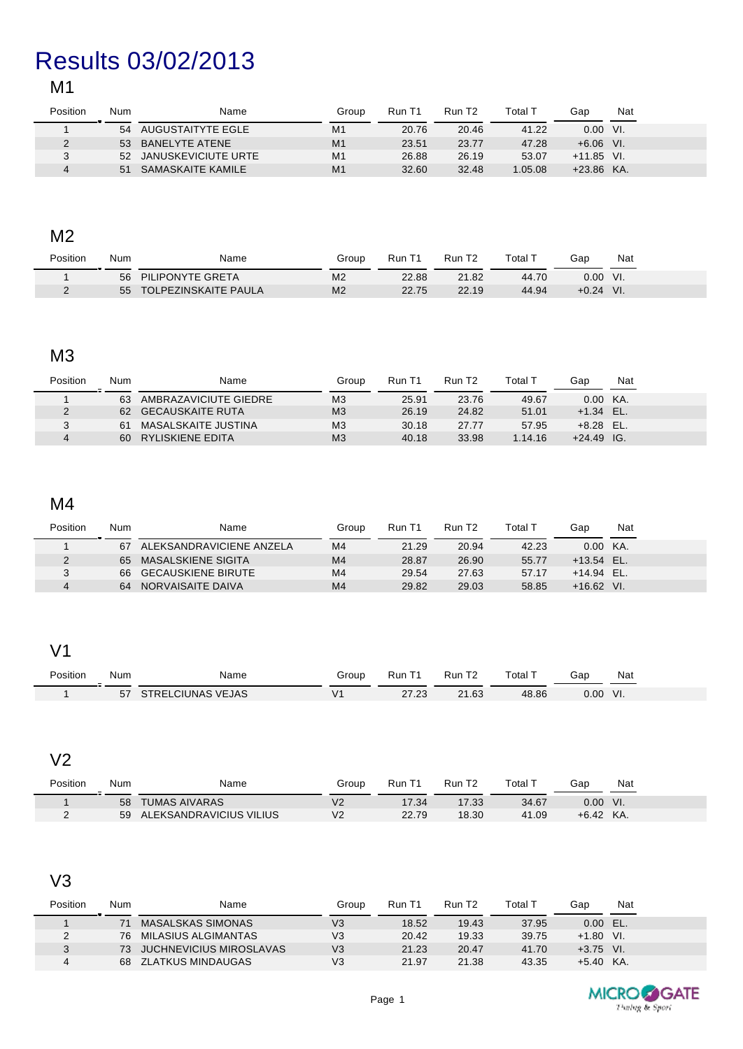# Results 03/02/2013

## M1

| Position | Num | Name | Group | Run T1 | Run T2 | Total T | Gap | Nat |
|---|---|---|---|---|---|---|---|---|
| 1 | 54 | AUGUSTAITYTE EGLE | M1 | 20.76 | 20.46 | 41.22 | 0.00 | VI. |
| 2 | 53 | BANELYTE ATENE | M1 | 23.51 | 23.77 | 47.28 | +6.06 | VI. |
| 3 | 52 | JANUSKEVICIUTE URTE | M1 | 26.88 | 26.19 | 53.07 | +11.85 | VI. |
| 4 | 51 | SAMASKAITE KAMILE | M1 | 32.60 | 32.48 | 1.05.08 | +23.86 | KA. |

## M2

| Position | Num | Name | Group | Run T1 | Run T2 | Total T | Gap | Nat |
|---|---|---|---|---|---|---|---|---|
| 1 | 56 | PILIPONYTE GRETA | M2 | 22.88 | 21.82 | 44.70 | 0.00 | VI. |
| 2 | 55 | TOLPEZINSKAITE PAULA | M2 | 22.75 | 22.19 | 44.94 | +0.24 | VI. |

## M3

| Position | Num | Name | Group | Run T1 | Run T2 | Total T | Gap | Nat |
|---|---|---|---|---|---|---|---|---|
| 1 | 63 | AMBRAZAVICIUTE GIEDRE | M3 | 25.91 | 23.76 | 49.67 | 0.00 | KA. |
| 2 | 62 | GECAUSKAITE RUTA | M3 | 26.19 | 24.82 | 51.01 | +1.34 | EL. |
| 3 | 61 | MASALSKAITE JUSTINA | M3 | 30.18 | 27.77 | 57.95 | +8.28 | EL. |
| 4 | 60 | RYLISKIENE EDITA | M3 | 40.18 | 33.98 | 1.14.16 | +24.49 | IG. |

## M4

| Position | Num | Name | Group | Run T1 | Run T2 | Total T | Gap | Nat |
|---|---|---|---|---|---|---|---|---|
| 1 | 67 | ALEKSANDRAVICIENE ANZELA | M4 | 21.29 | 20.94 | 42.23 | 0.00 | KA. |
| 2 | 65 | MASALSKIENE SIGITA | M4 | 28.87 | 26.90 | 55.77 | +13.54 | EL. |
| 3 | 66 | GECAUSKIENE BIRUTE | M4 | 29.54 | 27.63 | 57.17 | +14.94 | EL. |
| 4 | 64 | NORVAISAITE DAIVA | M4 | 29.82 | 29.03 | 58.85 | +16.62 | VI. |

## V1

| Position | Num | Name | Group | Run T1 | Run T2 | Total T | Gap | Nat |
|---|---|---|---|---|---|---|---|---|
| 1 | 57 | STRELCIUNAS VEJAS | V1 | 27.23 | 21.63 | 48.86 | 0.00 | VI. |

## V2

| Position | Num | Name | Group | Run T1 | Run T2 | Total T | Gap | Nat |
|---|---|---|---|---|---|---|---|---|
| 1 | 58 | TUMAS AIVARAS | V2 | 17.34 | 17.33 | 34.67 | 0.00 | VI. |
| 2 | 59 | ALEKSANDRAVICIUS VILIUS | V2 | 22.79 | 18.30 | 41.09 | +6.42 | KA. |

## V3

| Position | Num | Name | Group | Run T1 | Run T2 | Total T | Gap | Nat |
|---|---|---|---|---|---|---|---|---|
| 1 | 71 | MASALSKAS SIMONAS | V3 | 18.52 | 19.43 | 37.95 | 0.00 | EL. |
| 2 | 76 | MILASIUS ALGIMANTAS | V3 | 20.42 | 19.33 | 39.75 | +1.80 | VI. |
| 3 | 73 | JUCHNEVICIUS MIROSLAVAS | V3 | 21.23 | 20.47 | 41.70 | +3.75 | VI. |
| 4 | 68 | ZLATKUS MINDAUGAS | V3 | 21.97 | 21.38 | 43.35 | +5.40 | KA. |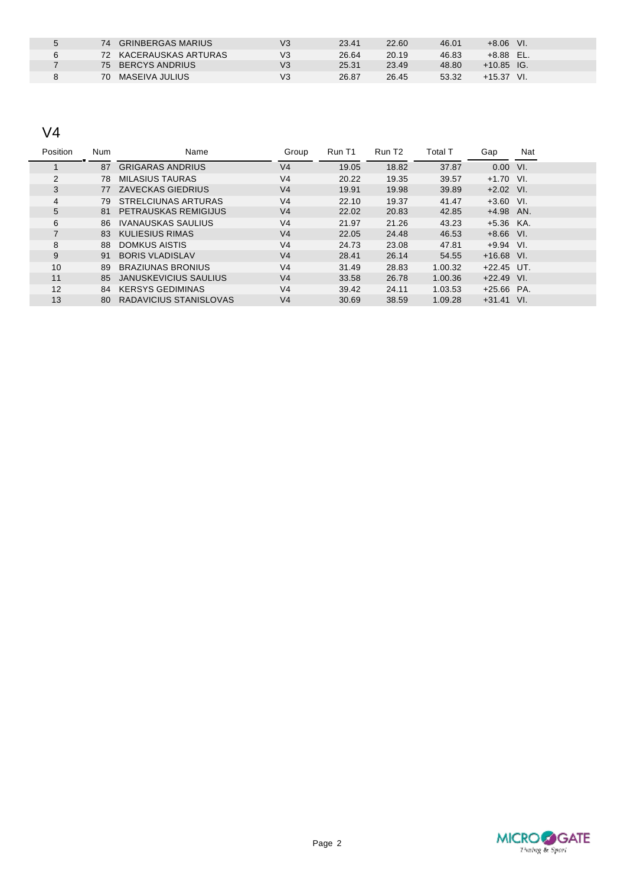| | | | | | | | | |
|---|---|---|---|---|---|---|---|---|
| 5 | 74 | GRINBERGAS MARIUS | V3 | 23.41 | 22.60 | 46.01 | +8.06 | VI. |
| 6 | 72 | KACERAUSKAS ARTURAS | V3 | 26.64 | 20.19 | 46.83 | +8.88 | EL. |
| 7 | 75 | BERCYS ANDRIUS | V3 | 25.31 | 23.49 | 48.80 | +10.85 | IG. |
| 8 | 70 | MASEIVA JULIUS | V3 | 26.87 | 26.45 | 53.32 | +15.37 | VI. |

## V4

| Position | Num | Name | Group | Run T1 | Run T2 | Total T | Gap | Nat |
|---|---|---|---|---|---|---|---|---|
| 1 | 87 | GRIGARAS ANDRIUS | V4 | 19.05 | 18.82 | 37.87 | 0.00 | VI. |
| 2 | 78 | MILASIUS TAURAS | V4 | 20.22 | 19.35 | 39.57 | +1.70 | VI. |
| 3 | 77 | ZAVECKAS GIEDRIUS | V4 | 19.91 | 19.98 | 39.89 | +2.02 | VI. |
| 4 | 79 | STRELCIUNAS ARTURAS | V4 | 22.10 | 19.37 | 41.47 | +3.60 | VI. |
| 5 | 81 | PETRAUSKAS REMIGIJUS | V4 | 22.02 | 20.83 | 42.85 | +4.98 | AN. |
| 6 | 86 | IVANAUSKAS SAULIUS | V4 | 21.97 | 21.26 | 43.23 | +5.36 | KA. |
| 7 | 83 | KULIESIUS RIMAS | V4 | 22.05 | 24.48 | 46.53 | +8.66 | VI. |
| 8 | 88 | DOMKUS AISTIS | V4 | 24.73 | 23.08 | 47.81 | +9.94 | VI. |
| 9 | 91 | BORIS VLADISLAV | V4 | 28.41 | 26.14 | 54.55 | +16.68 | VI. |
| 10 | 89 | BRAZIUNAS BRONIUS | V4 | 31.49 | 28.83 | 1.00.32 | +22.45 | UT. |
| 11 | 85 | JANUSKEVICIUS SAULIUS | V4 | 33.58 | 26.78 | 1.00.36 | +22.49 | VI. |
| 12 | 84 | KERSYS GEDIMINAS | V4 | 39.42 | 24.11 | 1.03.53 | +25.66 | PA. |
| 13 | 80 | RADAVICIUS STANISLOVAS | V4 | 30.69 | 38.59 | 1.09.28 | +31.41 | VI. |

MICROGATE Timing & Sport